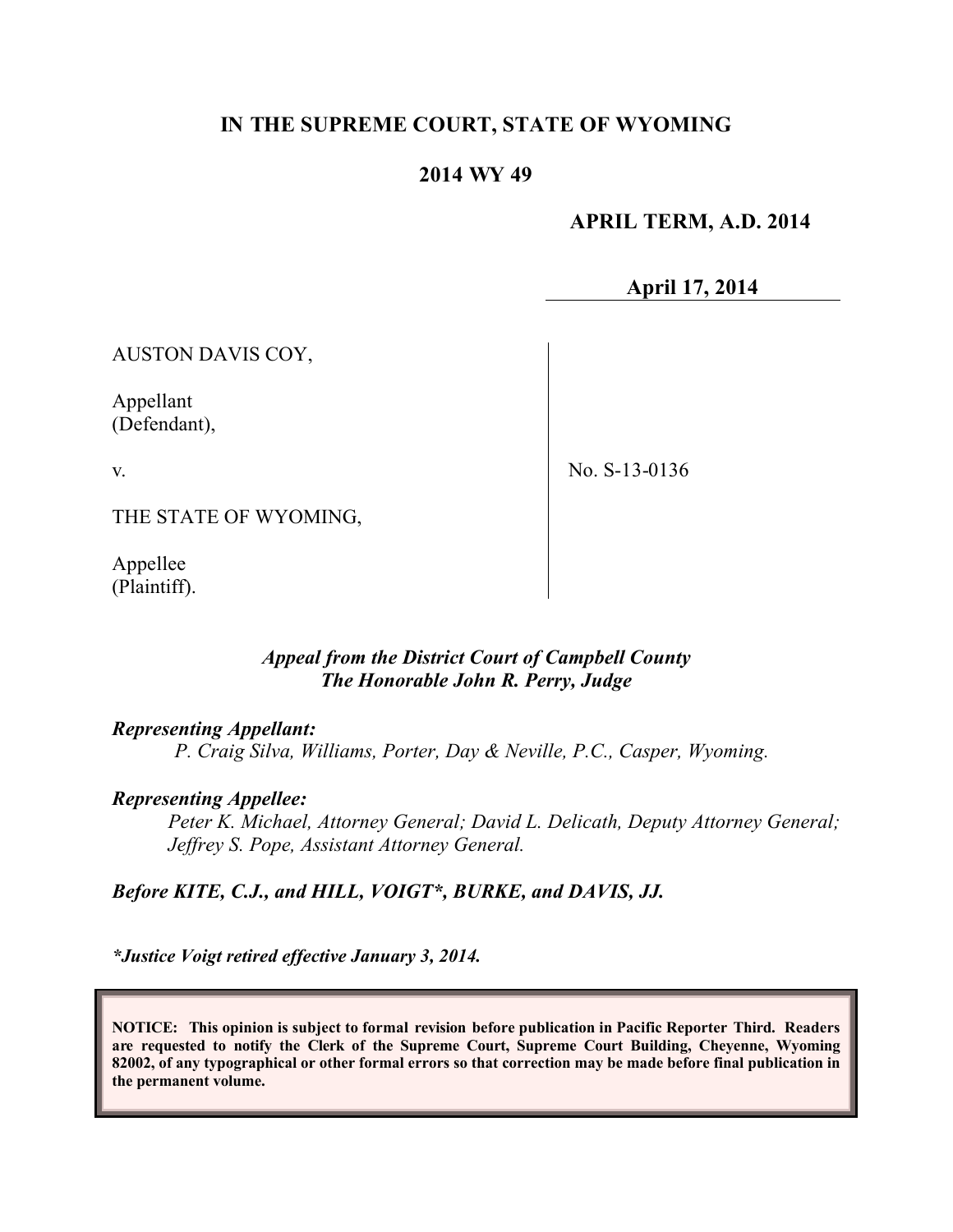# IN THE SUPREME COURT, STATE OF WYOMING

## 2014 WY 49

**APRIL TERM, A.D. 2014**

**April 17, 2014**

AUSTON DAVIS COY,

Appellant
(Defendant),

v.

THE STATE OF WYOMING,

Appellee
(Plaintiff).

No. S-13-0136

***Appeal from the District Court of Campbell County***
***The Honorable John R. Perry, Judge***

***Representing Appellant:***

*P. Craig Silva, Williams, Porter, Day & Neville, P.C., Casper, Wyoming.*

***Representing Appellee:***

*Peter K. Michael, Attorney General; David L. Delicath, Deputy Attorney General; Jeffrey S. Pope, Assistant Attorney General.*

***Before KITE, C.J., and HILL, VOIGT\*, BURKE, and DAVIS, JJ.***

***\*Justice Voigt retired effective January 3, 2014.***

**NOTICE: This opinion is subject to formal revision before publication in Pacific Reporter Third. Readers are requested to notify the Clerk of the Supreme Court, Supreme Court Building, Cheyenne, Wyoming 82002, of any typographical or other formal errors so that correction may be made before final publication in the permanent volume.**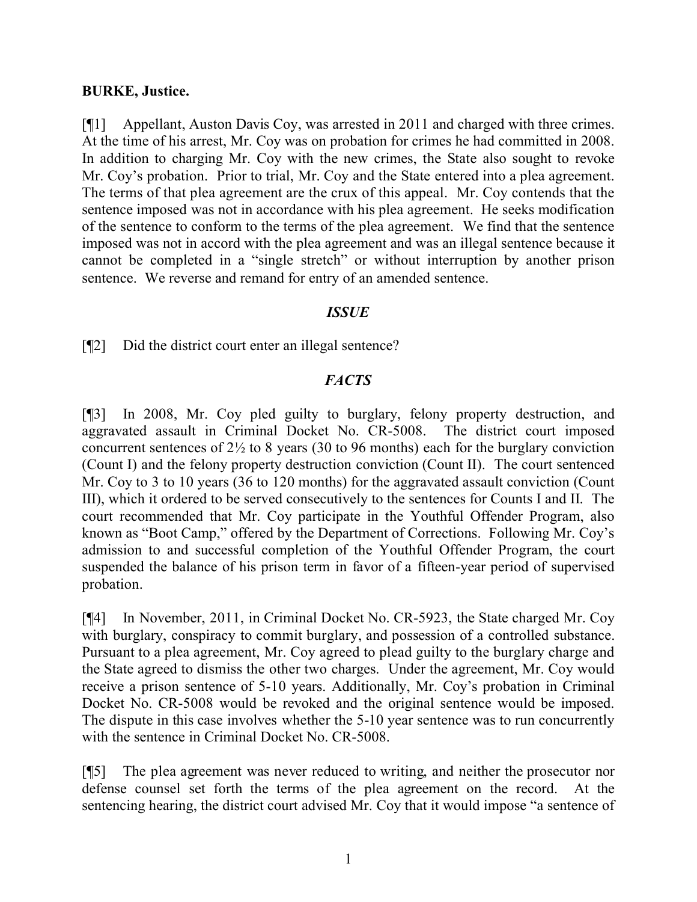**BURKE, Justice.**

[¶1] Appellant, Auston Davis Coy, was arrested in 2011 and charged with three crimes. At the time of his arrest, Mr. Coy was on probation for crimes he had committed in 2008. In addition to charging Mr. Coy with the new crimes, the State also sought to revoke Mr. Coy's probation. Prior to trial, Mr. Coy and the State entered into a plea agreement. The terms of that plea agreement are the crux of this appeal. Mr. Coy contends that the sentence imposed was not in accordance with his plea agreement. He seeks modification of the sentence to conform to the terms of the plea agreement. We find that the sentence imposed was not in accord with the plea agreement and was an illegal sentence because it cannot be completed in a "single stretch" or without interruption by another prison sentence. We reverse and remand for entry of an amended sentence.

### *ISSUE*

[¶2] Did the district court enter an illegal sentence?

### *FACTS*

[¶3] In 2008, Mr. Coy pled guilty to burglary, felony property destruction, and aggravated assault in Criminal Docket No. CR-5008. The district court imposed concurrent sentences of 2½ to 8 years (30 to 96 months) each for the burglary conviction (Count I) and the felony property destruction conviction (Count II). The court sentenced Mr. Coy to 3 to 10 years (36 to 120 months) for the aggravated assault conviction (Count III), which it ordered to be served consecutively to the sentences for Counts I and II. The court recommended that Mr. Coy participate in the Youthful Offender Program, also known as "Boot Camp," offered by the Department of Corrections. Following Mr. Coy's admission to and successful completion of the Youthful Offender Program, the court suspended the balance of his prison term in favor of a fifteen-year period of supervised probation.

[¶4] In November, 2011, in Criminal Docket No. CR-5923, the State charged Mr. Coy with burglary, conspiracy to commit burglary, and possession of a controlled substance. Pursuant to a plea agreement, Mr. Coy agreed to plead guilty to the burglary charge and the State agreed to dismiss the other two charges. Under the agreement, Mr. Coy would receive a prison sentence of 5-10 years. Additionally, Mr. Coy's probation in Criminal Docket No. CR-5008 would be revoked and the original sentence would be imposed. The dispute in this case involves whether the 5-10 year sentence was to run concurrently with the sentence in Criminal Docket No. CR-5008.

[¶5] The plea agreement was never reduced to writing, and neither the prosecutor nor defense counsel set forth the terms of the plea agreement on the record. At the sentencing hearing, the district court advised Mr. Coy that it would impose "a sentence of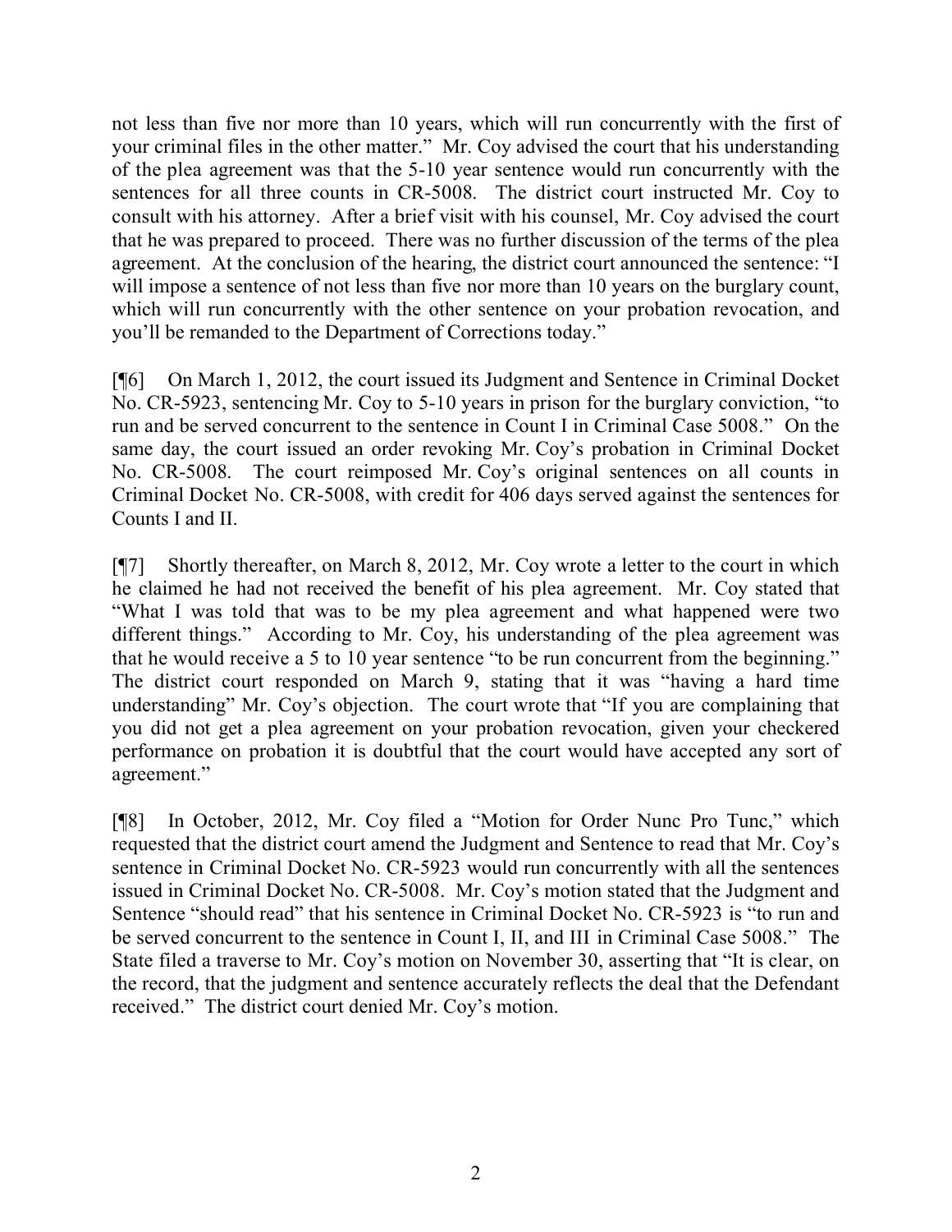not less than five nor more than 10 years, which will run concurrently with the first of your criminal files in the other matter." Mr. Coy advised the court that his understanding of the plea agreement was that the 5-10 year sentence would run concurrently with the sentences for all three counts in CR-5008. The district court instructed Mr. Coy to consult with his attorney. After a brief visit with his counsel, Mr. Coy advised the court that he was prepared to proceed. There was no further discussion of the terms of the plea agreement. At the conclusion of the hearing, the district court announced the sentence: "I will impose a sentence of not less than five nor more than 10 years on the burglary count, which will run concurrently with the other sentence on your probation revocation, and you'll be remanded to the Department of Corrections today."

[¶6] On March 1, 2012, the court issued its Judgment and Sentence in Criminal Docket No. CR-5923, sentencing Mr. Coy to 5-10 years in prison for the burglary conviction, "to run and be served concurrent to the sentence in Count I in Criminal Case 5008." On the same day, the court issued an order revoking Mr. Coy's probation in Criminal Docket No. CR-5008. The court reimposed Mr. Coy's original sentences on all counts in Criminal Docket No. CR-5008, with credit for 406 days served against the sentences for Counts I and II.

[¶7] Shortly thereafter, on March 8, 2012, Mr. Coy wrote a letter to the court in which he claimed he had not received the benefit of his plea agreement. Mr. Coy stated that "What I was told that was to be my plea agreement and what happened were two different things." According to Mr. Coy, his understanding of the plea agreement was that he would receive a 5 to 10 year sentence "to be run concurrent from the beginning." The district court responded on March 9, stating that it was "having a hard time understanding" Mr. Coy's objection. The court wrote that "If you are complaining that you did not get a plea agreement on your probation revocation, given your checkered performance on probation it is doubtful that the court would have accepted any sort of agreement."

[¶8] In October, 2012, Mr. Coy filed a "Motion for Order Nunc Pro Tunc," which requested that the district court amend the Judgment and Sentence to read that Mr. Coy's sentence in Criminal Docket No. CR-5923 would run concurrently with all the sentences issued in Criminal Docket No. CR-5008. Mr. Coy's motion stated that the Judgment and Sentence "should read" that his sentence in Criminal Docket No. CR-5923 is "to run and be served concurrent to the sentence in Count I, II, and III in Criminal Case 5008." The State filed a traverse to Mr. Coy's motion on November 30, asserting that "It is clear, on the record, that the judgment and sentence accurately reflects the deal that the Defendant received." The district court denied Mr. Coy's motion.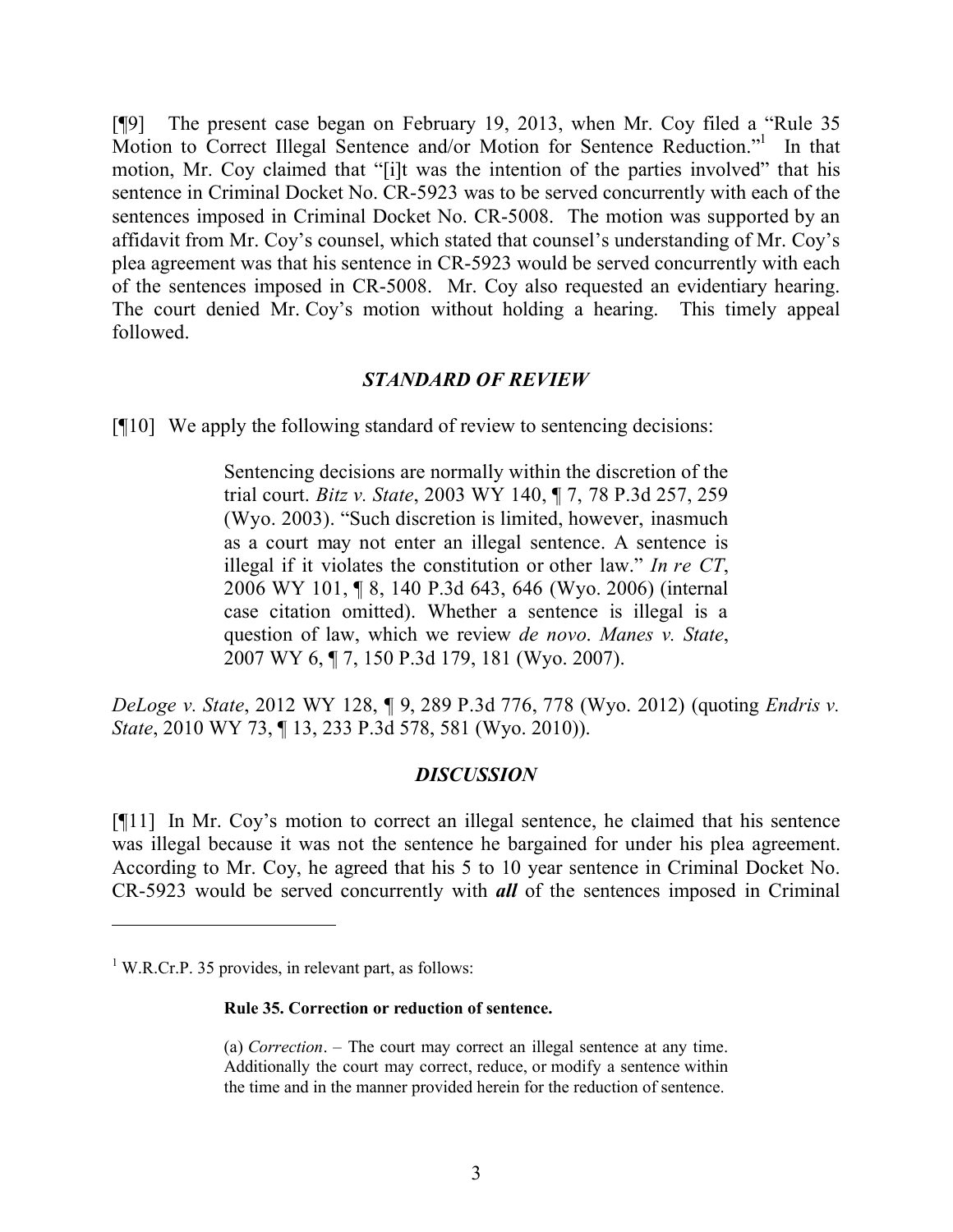[¶9] The present case began on February 19, 2013, when Mr. Coy filed a "Rule 35 Motion to Correct Illegal Sentence and/or Motion for Sentence Reduction."[1] In that motion, Mr. Coy claimed that "[i]t was the intention of the parties involved" that his sentence in Criminal Docket No. CR-5923 was to be served concurrently with each of the sentences imposed in Criminal Docket No. CR-5008. The motion was supported by an affidavit from Mr. Coy's counsel, which stated that counsel's understanding of Mr. Coy's plea agreement was that his sentence in CR-5923 would be served concurrently with each of the sentences imposed in CR-5008. Mr. Coy also requested an evidentiary hearing. The court denied Mr. Coy's motion without holding a hearing. This timely appeal followed.

## *STANDARD OF REVIEW*

[¶10] We apply the following standard of review to sentencing decisions:

> Sentencing decisions are normally within the discretion of the trial court. *Bitz v. State*, 2003 WY 140, ¶ 7, 78 P.3d 257, 259 (Wyo. 2003). "Such discretion is limited, however, inasmuch as a court may not enter an illegal sentence. A sentence is illegal if it violates the constitution or other law." *In re CT*, 2006 WY 101, ¶ 8, 140 P.3d 643, 646 (Wyo. 2006) (internal case citation omitted). Whether a sentence is illegal is a question of law, which we review *de novo*. *Manes v. State*, 2007 WY 6, ¶ 7, 150 P.3d 179, 181 (Wyo. 2007).

*DeLoge v. State*, 2012 WY 128, ¶ 9, 289 P.3d 776, 778 (Wyo. 2012) (quoting *Endris v. State*, 2010 WY 73, ¶ 13, 233 P.3d 578, 581 (Wyo. 2010)).

## *DISCUSSION*

[¶11] In Mr. Coy's motion to correct an illegal sentence, he claimed that his sentence was illegal because it was not the sentence he bargained for under his plea agreement. According to Mr. Coy, he agreed that his 5 to 10 year sentence in Criminal Docket No. CR-5923 would be served concurrently with ***all*** of the sentences imposed in Criminal

---

[1] W.R.Cr.P. 35 provides, in relevant part, as follows:

> **Rule 35. Correction or reduction of sentence.**
>
> (a) *Correction*. – The court may correct an illegal sentence at any time. Additionally the court may correct, reduce, or modify a sentence within the time and in the manner provided herein for the reduction of sentence.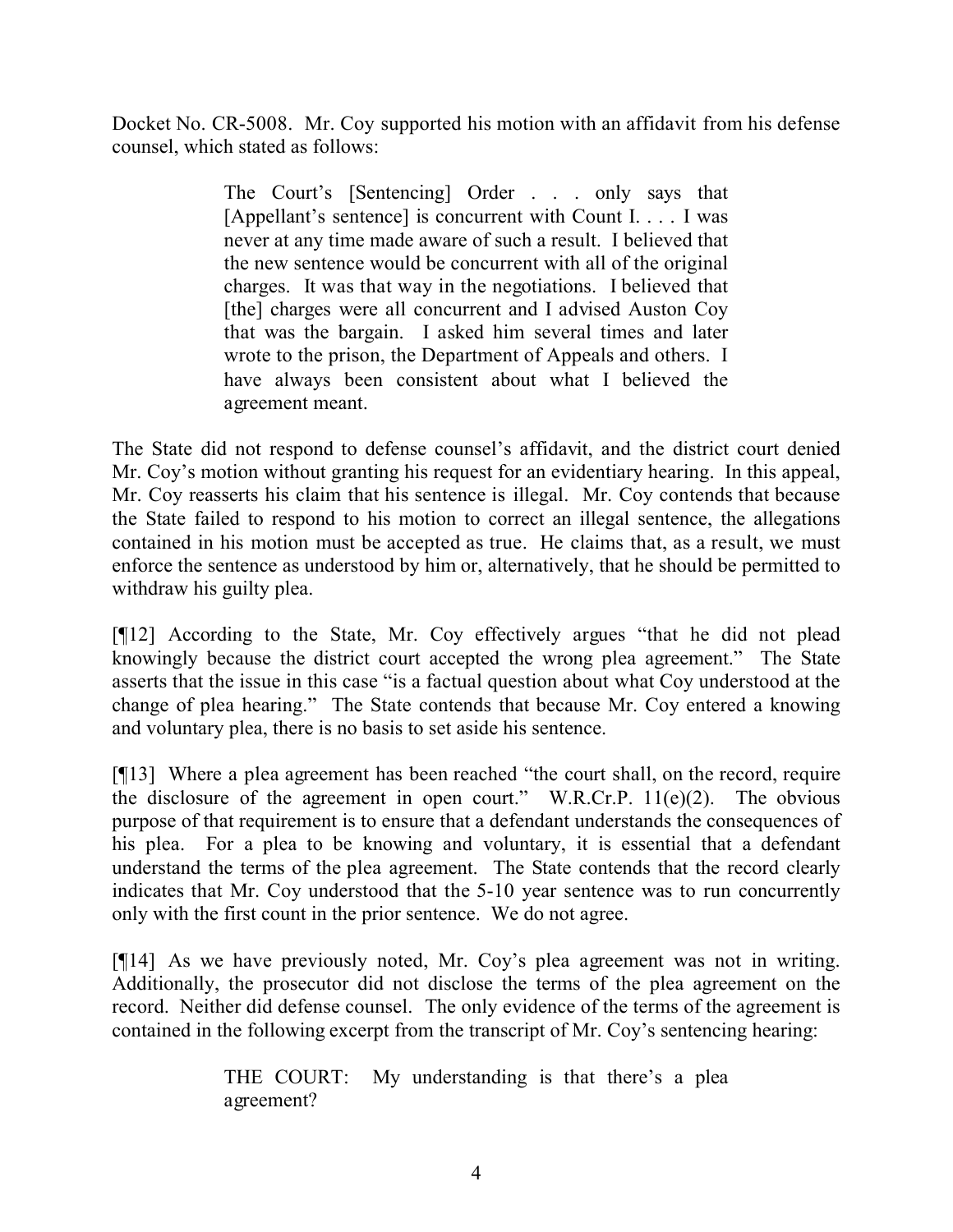Docket No. CR-5008. Mr. Coy supported his motion with an affidavit from his defense counsel, which stated as follows:

> The Court's [Sentencing] Order . . . only says that [Appellant's sentence] is concurrent with Count I. . . . I was never at any time made aware of such a result. I believed that the new sentence would be concurrent with all of the original charges. It was that way in the negotiations. I believed that [the] charges were all concurrent and I advised Auston Coy that was the bargain. I asked him several times and later wrote to the prison, the Department of Appeals and others. I have always been consistent about what I believed the agreement meant.

The State did not respond to defense counsel's affidavit, and the district court denied Mr. Coy's motion without granting his request for an evidentiary hearing. In this appeal, Mr. Coy reasserts his claim that his sentence is illegal. Mr. Coy contends that because the State failed to respond to his motion to correct an illegal sentence, the allegations contained in his motion must be accepted as true. He claims that, as a result, we must enforce the sentence as understood by him or, alternatively, that he should be permitted to withdraw his guilty plea.

[¶12] According to the State, Mr. Coy effectively argues "that he did not plead knowingly because the district court accepted the wrong plea agreement." The State asserts that the issue in this case "is a factual question about what Coy understood at the change of plea hearing." The State contends that because Mr. Coy entered a knowing and voluntary plea, there is no basis to set aside his sentence.

[¶13] Where a plea agreement has been reached "the court shall, on the record, require the disclosure of the agreement in open court." W.R.Cr.P. 11(e)(2). The obvious purpose of that requirement is to ensure that a defendant understands the consequences of his plea. For a plea to be knowing and voluntary, it is essential that a defendant understand the terms of the plea agreement. The State contends that the record clearly indicates that Mr. Coy understood that the 5-10 year sentence was to run concurrently only with the first count in the prior sentence. We do not agree.

[¶14] As we have previously noted, Mr. Coy's plea agreement was not in writing. Additionally, the prosecutor did not disclose the terms of the plea agreement on the record. Neither did defense counsel. The only evidence of the terms of the agreement is contained in the following excerpt from the transcript of Mr. Coy's sentencing hearing:

> THE COURT: My understanding is that there's a plea agreement?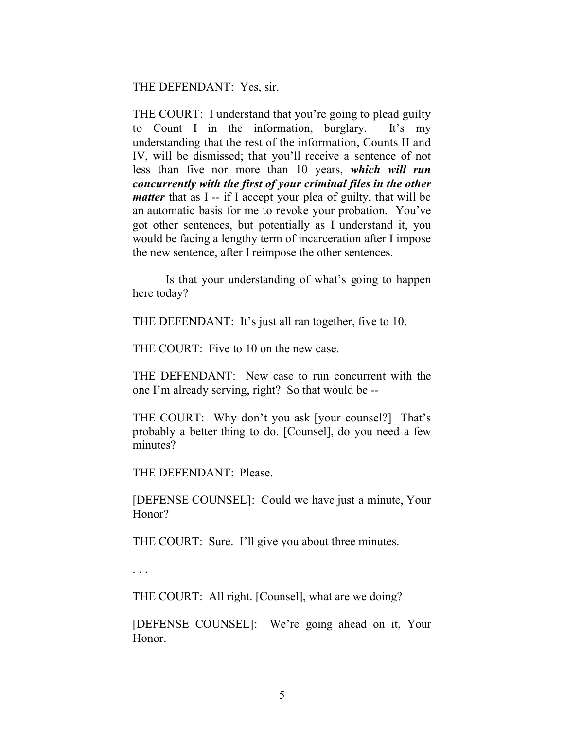THE DEFENDANT: Yes, sir.

THE COURT: I understand that you're going to plead guilty to Count I in the information, burglary. It's my understanding that the rest of the information, Counts II and IV, will be dismissed; that you'll receive a sentence of not less than five nor more than 10 years, ***which will run concurrently with the first of your criminal files in the other matter*** that as I -- if I accept your plea of guilty, that will be an automatic basis for me to revoke your probation. You've got other sentences, but potentially as I understand it, you would be facing a lengthy term of incarceration after I impose the new sentence, after I reimpose the other sentences.

Is that your understanding of what's going to happen here today?

THE DEFENDANT: It's just all ran together, five to 10.

THE COURT: Five to 10 on the new case.

THE DEFENDANT: New case to run concurrent with the one I'm already serving, right? So that would be --

THE COURT: Why don't you ask [your counsel?] That's probably a better thing to do. [Counsel], do you need a few minutes?

THE DEFENDANT: Please.

[DEFENSE COUNSEL]: Could we have just a minute, Your Honor?

THE COURT: Sure. I'll give you about three minutes.

. . .

THE COURT: All right. [Counsel], what are we doing?

[DEFENSE COUNSEL]: We're going ahead on it, Your Honor.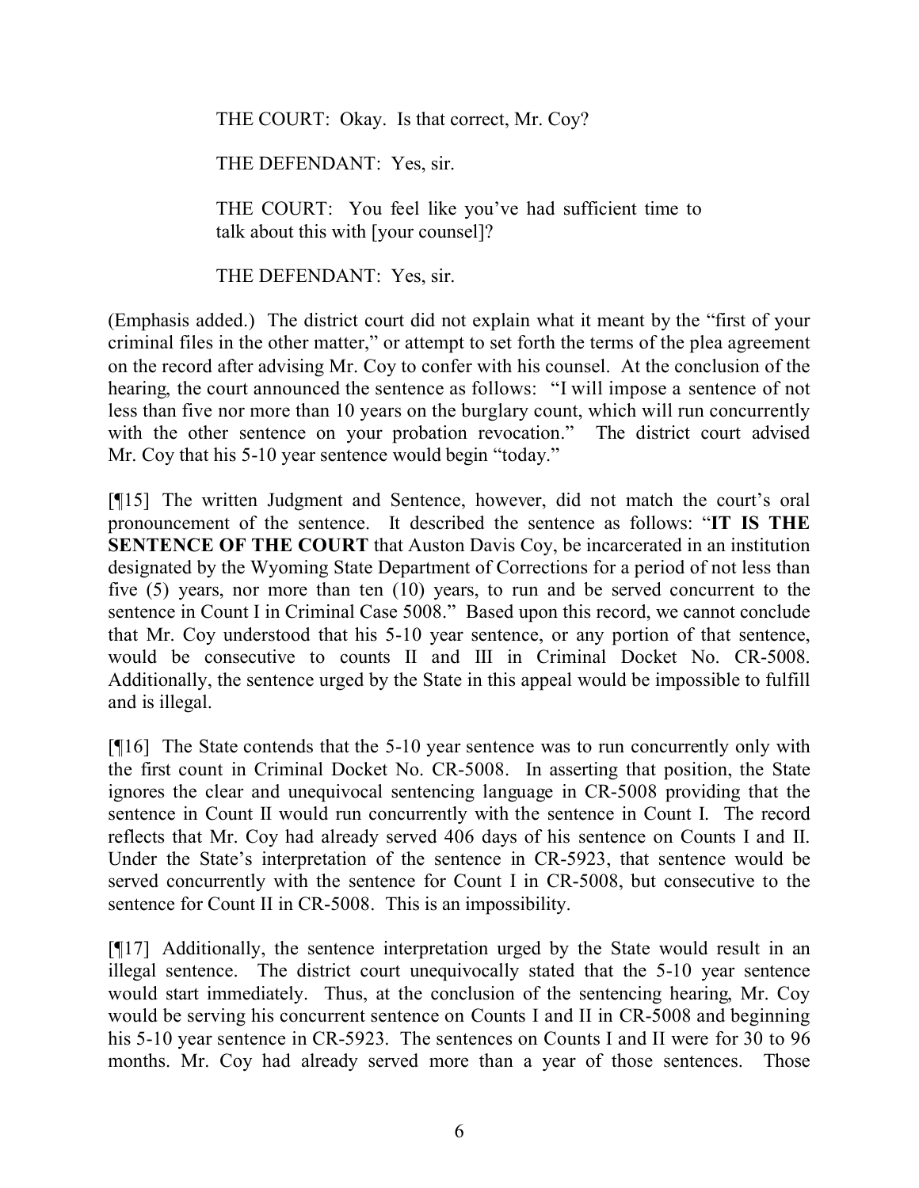> THE COURT: Okay. Is that correct, Mr. Coy?
>
> THE DEFENDANT: Yes, sir.
>
> THE COURT: You feel like you've had sufficient time to talk about this with [your counsel]?
>
> THE DEFENDANT: Yes, sir.

(Emphasis added.) The district court did not explain what it meant by the "first of your criminal files in the other matter," or attempt to set forth the terms of the plea agreement on the record after advising Mr. Coy to confer with his counsel. At the conclusion of the hearing, the court announced the sentence as follows: "I will impose a sentence of not less than five nor more than 10 years on the burglary count, which will run concurrently with the other sentence on your probation revocation." The district court advised Mr. Coy that his 5-10 year sentence would begin "today."

[¶15] The written Judgment and Sentence, however, did not match the court's oral pronouncement of the sentence. It described the sentence as follows: "**IT IS THE SENTENCE OF THE COURT** that Auston Davis Coy, be incarcerated in an institution designated by the Wyoming State Department of Corrections for a period of not less than five (5) years, nor more than ten (10) years, to run and be served concurrent to the sentence in Count I in Criminal Case 5008." Based upon this record, we cannot conclude that Mr. Coy understood that his 5-10 year sentence, or any portion of that sentence, would be consecutive to counts II and III in Criminal Docket No. CR-5008. Additionally, the sentence urged by the State in this appeal would be impossible to fulfill and is illegal.

[¶16] The State contends that the 5-10 year sentence was to run concurrently only with the first count in Criminal Docket No. CR-5008. In asserting that position, the State ignores the clear and unequivocal sentencing language in CR-5008 providing that the sentence in Count II would run concurrently with the sentence in Count I. The record reflects that Mr. Coy had already served 406 days of his sentence on Counts I and II. Under the State's interpretation of the sentence in CR-5923, that sentence would be served concurrently with the sentence for Count I in CR-5008, but consecutive to the sentence for Count II in CR-5008. This is an impossibility.

[¶17] Additionally, the sentence interpretation urged by the State would result in an illegal sentence. The district court unequivocally stated that the 5-10 year sentence would start immediately. Thus, at the conclusion of the sentencing hearing, Mr. Coy would be serving his concurrent sentence on Counts I and II in CR-5008 and beginning his 5-10 year sentence in CR-5923. The sentences on Counts I and II were for 30 to 96 months. Mr. Coy had already served more than a year of those sentences. Those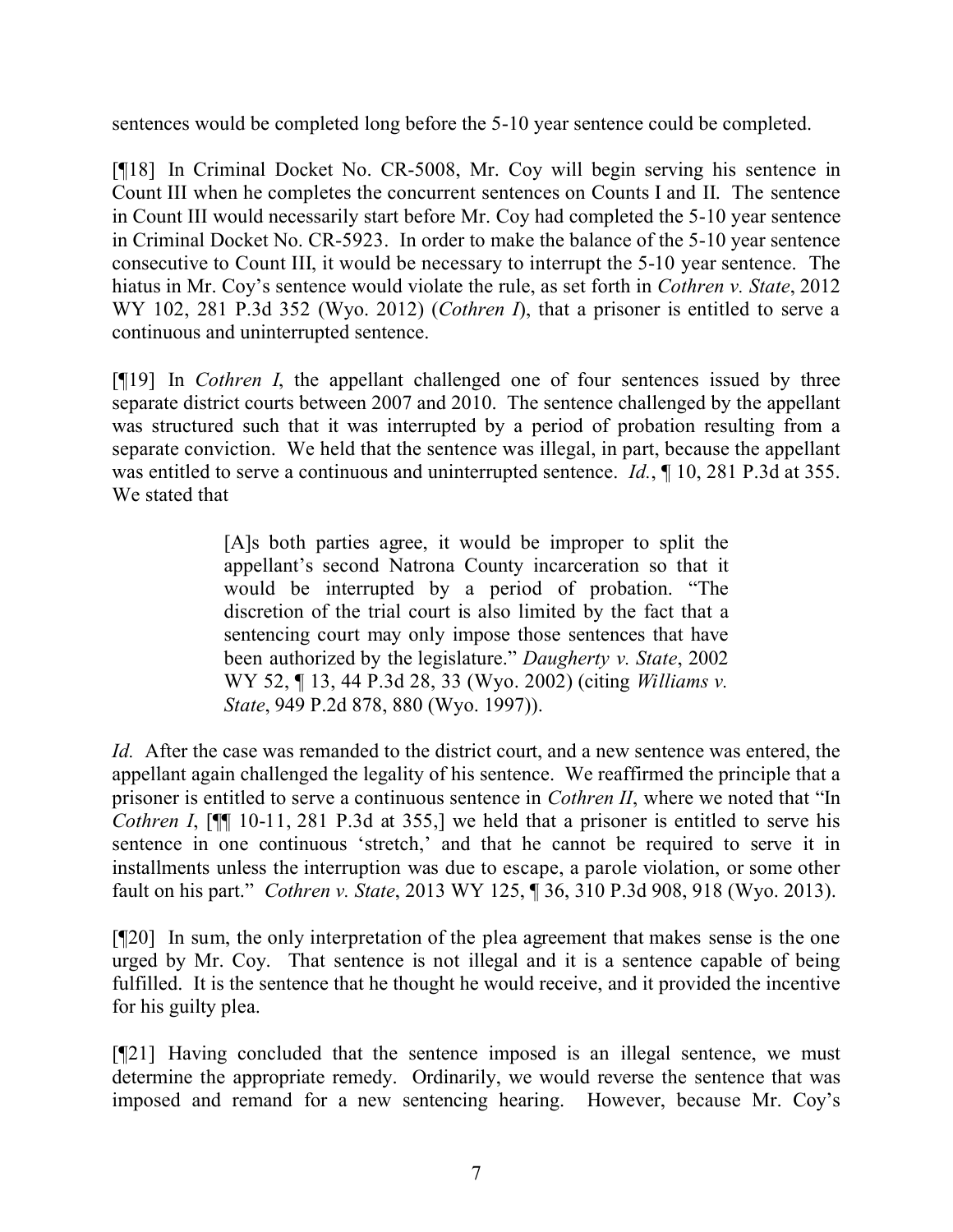sentences would be completed long before the 5-10 year sentence could be completed.

[¶18] In Criminal Docket No. CR-5008, Mr. Coy will begin serving his sentence in Count III when he completes the concurrent sentences on Counts I and II. The sentence in Count III would necessarily start before Mr. Coy had completed the 5-10 year sentence in Criminal Docket No. CR-5923. In order to make the balance of the 5-10 year sentence consecutive to Count III, it would be necessary to interrupt the 5-10 year sentence. The hiatus in Mr. Coy's sentence would violate the rule, as set forth in *Cothren v. State*, 2012 WY 102, 281 P.3d 352 (Wyo. 2012) (*Cothren I*), that a prisoner is entitled to serve a continuous and uninterrupted sentence.

[¶19] In *Cothren I*, the appellant challenged one of four sentences issued by three separate district courts between 2007 and 2010. The sentence challenged by the appellant was structured such that it was interrupted by a period of probation resulting from a separate conviction. We held that the sentence was illegal, in part, because the appellant was entitled to serve a continuous and uninterrupted sentence. *Id.*, ¶ 10, 281 P.3d at 355. We stated that

> [A]s both parties agree, it would be improper to split the appellant's second Natrona County incarceration so that it would be interrupted by a period of probation. "The discretion of the trial court is also limited by the fact that a sentencing court may only impose those sentences that have been authorized by the legislature." *Daugherty v. State*, 2002 WY 52, ¶ 13, 44 P.3d 28, 33 (Wyo. 2002) (citing *Williams v. State*, 949 P.2d 878, 880 (Wyo. 1997)).

*Id.* After the case was remanded to the district court, and a new sentence was entered, the appellant again challenged the legality of his sentence. We reaffirmed the principle that a prisoner is entitled to serve a continuous sentence in *Cothren II*, where we noted that "In *Cothren I*, [¶¶ 10-11, 281 P.3d at 355,] we held that a prisoner is entitled to serve his sentence in one continuous 'stretch,' and that he cannot be required to serve it in installments unless the interruption was due to escape, a parole violation, or some other fault on his part." *Cothren v. State*, 2013 WY 125, ¶ 36, 310 P.3d 908, 918 (Wyo. 2013).

[¶20] In sum, the only interpretation of the plea agreement that makes sense is the one urged by Mr. Coy. That sentence is not illegal and it is a sentence capable of being fulfilled. It is the sentence that he thought he would receive, and it provided the incentive for his guilty plea.

[¶21] Having concluded that the sentence imposed is an illegal sentence, we must determine the appropriate remedy. Ordinarily, we would reverse the sentence that was imposed and remand for a new sentencing hearing. However, because Mr. Coy's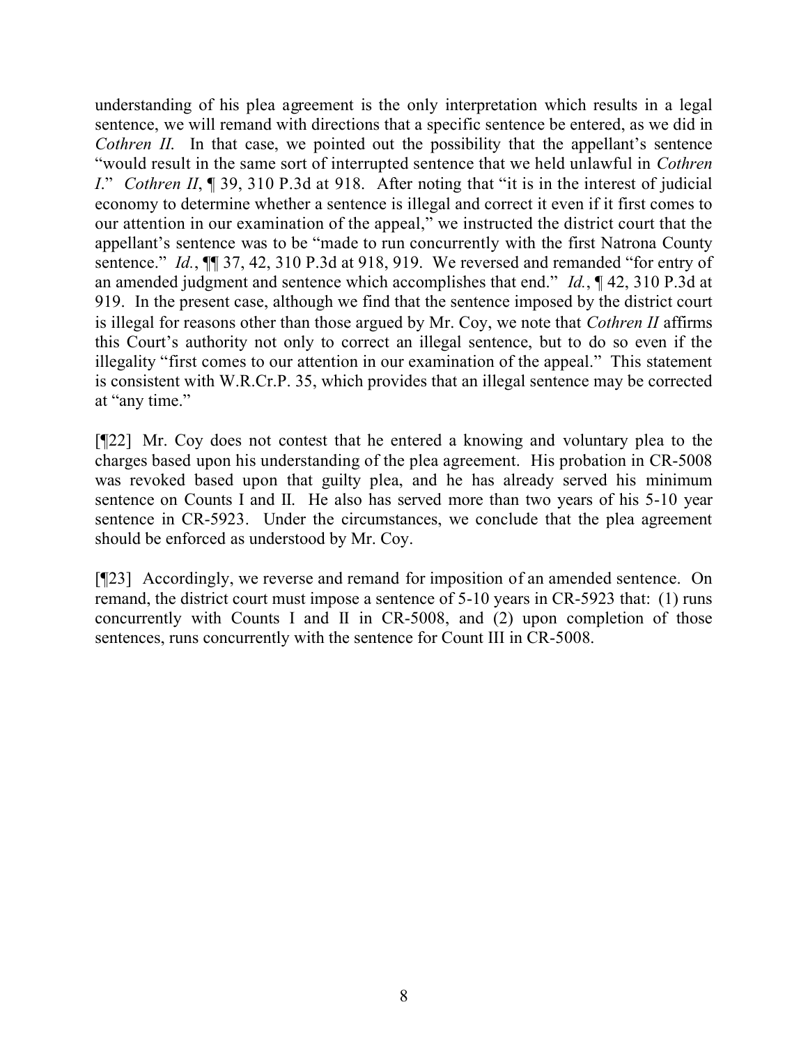understanding of his plea agreement is the only interpretation which results in a legal sentence, we will remand with directions that a specific sentence be entered, as we did in *Cothren II*. In that case, we pointed out the possibility that the appellant's sentence "would result in the same sort of interrupted sentence that we held unlawful in *Cothren I*." *Cothren II*, ¶ 39, 310 P.3d at 918. After noting that "it is in the interest of judicial economy to determine whether a sentence is illegal and correct it even if it first comes to our attention in our examination of the appeal," we instructed the district court that the appellant's sentence was to be "made to run concurrently with the first Natrona County sentence." *Id.*, ¶¶ 37, 42, 310 P.3d at 918, 919. We reversed and remanded "for entry of an amended judgment and sentence which accomplishes that end." *Id.*, ¶ 42, 310 P.3d at 919. In the present case, although we find that the sentence imposed by the district court is illegal for reasons other than those argued by Mr. Coy, we note that *Cothren II* affirms this Court's authority not only to correct an illegal sentence, but to do so even if the illegality "first comes to our attention in our examination of the appeal." This statement is consistent with W.R.Cr.P. 35, which provides that an illegal sentence may be corrected at "any time."

[¶22] Mr. Coy does not contest that he entered a knowing and voluntary plea to the charges based upon his understanding of the plea agreement. His probation in CR-5008 was revoked based upon that guilty plea, and he has already served his minimum sentence on Counts I and II. He also has served more than two years of his 5-10 year sentence in CR-5923. Under the circumstances, we conclude that the plea agreement should be enforced as understood by Mr. Coy.

[¶23] Accordingly, we reverse and remand for imposition of an amended sentence. On remand, the district court must impose a sentence of 5-10 years in CR-5923 that: (1) runs concurrently with Counts I and II in CR-5008, and (2) upon completion of those sentences, runs concurrently with the sentence for Count III in CR-5008.